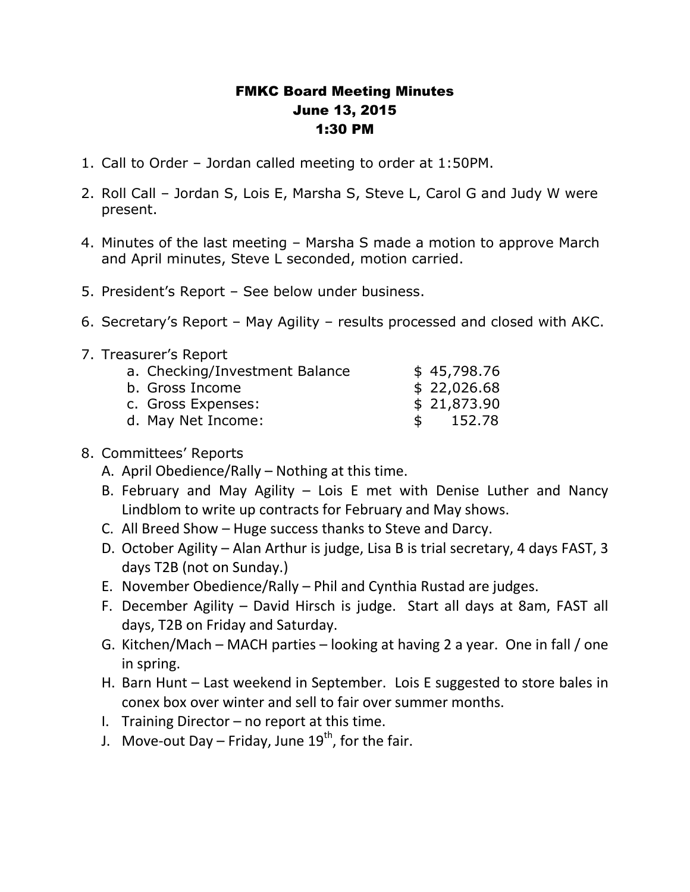# FMKC Board Meeting Minutes
## June 13, 2015
## 1:30 PM

1. Call to Order – Jordan called meeting to order at 1:50PM.

2. Roll Call – Jordan S, Lois E, Marsha S, Steve L, Carol G and Judy W were present.

4. Minutes of the last meeting – Marsha S made a motion to approve March and April minutes, Steve L seconded, motion carried.

5. President's Report – See below under business.

6. Secretary's Report – May Agility – results processed and closed with AKC.

7. Treasurer's Report

| | |
|---|---|
| a. Checking/Investment Balance | $ 45,798.76 |
| b. Gross Income | $ 22,026.68 |
| c. Gross Expenses: | $ 21,873.90 |
| d. May Net Income: | $ 152.78 |

8. Committees' Reports
   A. April Obedience/Rally – Nothing at this time.
   B. February and May Agility – Lois E met with Denise Luther and Nancy Lindblom to write up contracts for February and May shows.
   C. All Breed Show – Huge success thanks to Steve and Darcy.
   D. October Agility – Alan Arthur is judge, Lisa B is trial secretary, 4 days FAST, 3 days T2B (not on Sunday.)
   E. November Obedience/Rally – Phil and Cynthia Rustad are judges.
   F. December Agility – David Hirsch is judge. Start all days at 8am, FAST all days, T2B on Friday and Saturday.
   G. Kitchen/Mach – MACH parties – looking at having 2 a year. One in fall / one in spring.
   H. Barn Hunt – Last weekend in September. Lois E suggested to store bales in conex box over winter and sell to fair over summer months.
   I. Training Director – no report at this time.
   J. Move-out Day – Friday, June 19th, for the fair.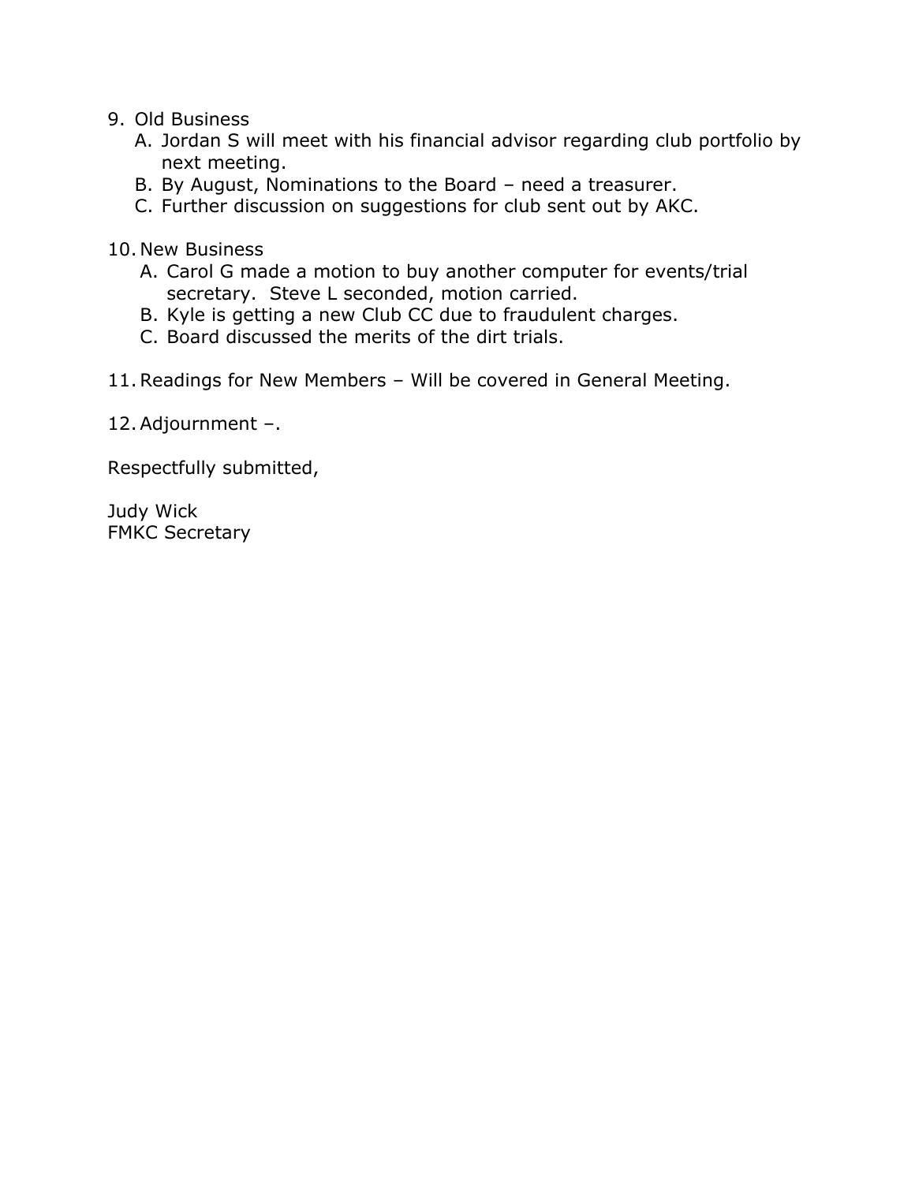9. Old Business
   A. Jordan S will meet with his financial advisor regarding club portfolio by next meeting.
   B. By August, Nominations to the Board – need a treasurer.
   C. Further discussion on suggestions for club sent out by AKC.

10. New Business
    A. Carol G made a motion to buy another computer for events/trial secretary.  Steve L seconded, motion carried.
    B. Kyle is getting a new Club CC due to fraudulent charges.
    C. Board discussed the merits of the dirt trials.

11. Readings for New Members – Will be covered in General Meeting.

12. Adjournment –.

Respectfully submitted,

Judy Wick
FMKC Secretary